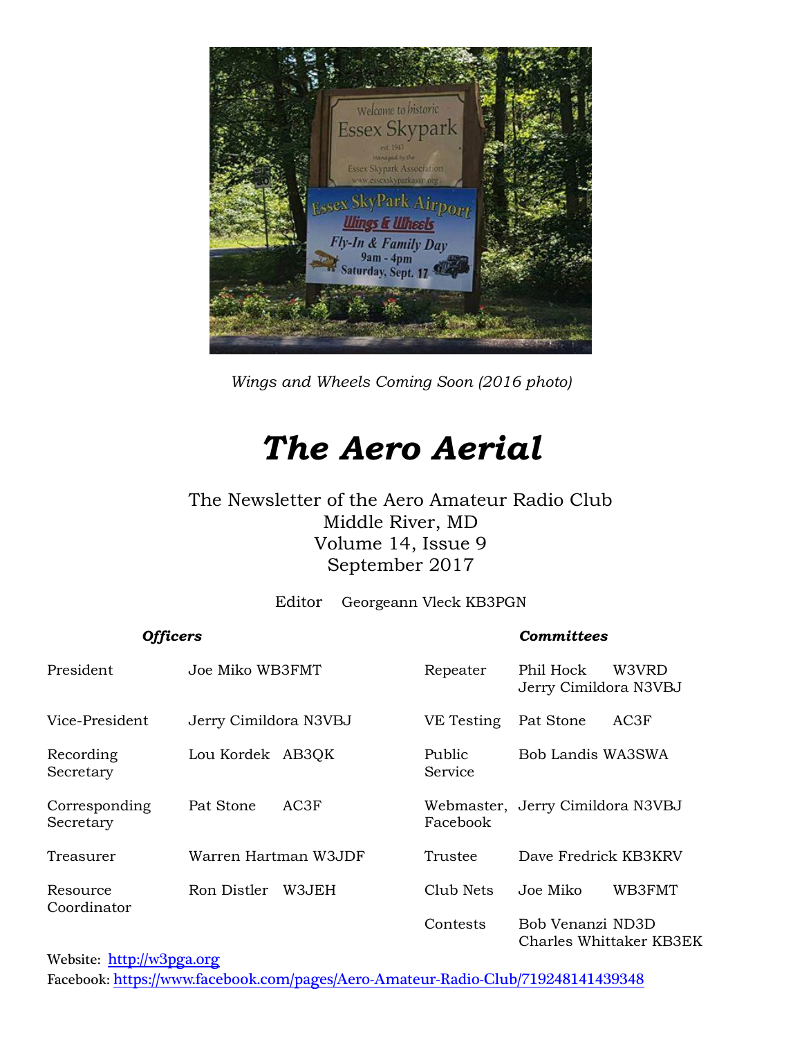*Wings and Wheels Coming Soon (2016 photo)*

# *The Aero Aerial*

The Newsletter of the Aero Amateur Radio Club
Middle River, MD
Volume 14, Issue 9
September 2017

Editor Georgeann Vleck KB3PGN

| ***Officers*** | | ***Committees*** | |
|---|---|---|---|
| President | Joe Miko WB3FMT | Repeater | Phil Hock W3VRD<br>Jerry Cimildora N3VBJ |
| Vice-President | Jerry Cimildora N3VBJ | VE Testing | Pat Stone AC3F |
| Recording Secretary | Lou Kordek AB3QK | Public Service | Bob Landis WA3SWA |
| Corresponding Secretary | Pat Stone AC3F | Webmaster, Facebook | Jerry Cimildora N3VBJ |
| Treasurer | Warren Hartman W3JDF | Trustee | Dave Fredrick KB3KRV |
| Resource Coordinator | Ron Distler W3JEH | Club Nets | Joe Miko WB3FMT |
| | | Contests | Bob Venanzi ND3D<br>Charles Whittaker KB3EK |

Website: [http://w3pga.org](http://w3pga.org)
Facebook: [https://www.facebook.com/pages/Aero-Amateur-Radio-Club/719248141439348](https://www.facebook.com/pages/Aero-Amateur-Radio-Club/719248141439348)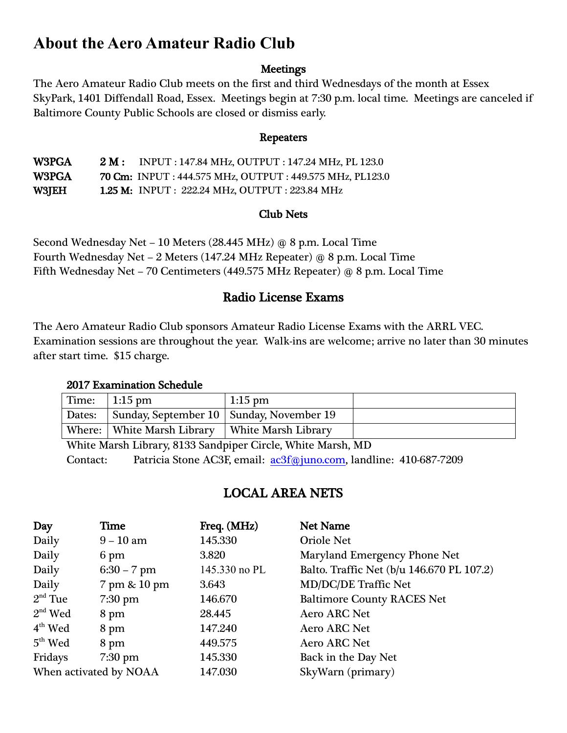# About the Aero Amateur Radio Club

### Meetings

The Aero Amateur Radio Club meets on the first and third Wednesdays of the month at Essex SkyPark, 1401 Diffendall Road, Essex. Meetings begin at 7:30 p.m. local time. Meetings are canceled if Baltimore County Public Schools are closed or dismiss early.

### Repeaters

| | | |
|---|---|---|
| **W3PGA** | **2 M :** | INPUT : 147.84 MHz, OUTPUT : 147.24 MHz, PL 123.0 |
| **W3PGA** | **70 Cm:** | INPUT : 444.575 MHz, OUTPUT : 449.575 MHz, PL123.0 |
| **W3JEH** | **1.25 M:** | INPUT : 222.24 MHz, OUTPUT : 223.84 MHz |

### Club Nets

Second Wednesday Net – 10 Meters (28.445 MHz) @ 8 p.m. Local Time
Fourth Wednesday Net – 2 Meters (147.24 MHz Repeater) @ 8 p.m. Local Time
Fifth Wednesday Net – 70 Centimeters (449.575 MHz Repeater) @ 8 p.m. Local Time

## Radio License Exams

The Aero Amateur Radio Club sponsors Amateur Radio License Exams with the ARRL VEC. Examination sessions are throughout the year. Walk-ins are welcome; arrive no later than 30 minutes after start time. $15 charge.

**2017 Examination Schedule**

| Time: | 1:15 pm | 1:15 pm | |
|---|---|---|---|
| Dates: | Sunday, September 10 | Sunday, November 19 | |
| Where: | White Marsh Library | White Marsh Library | |

White Marsh Library, 8133 Sandpiper Circle, White Marsh, MD
Contact: Patricia Stone AC3F, email: ac3f@juno.com, landline: 410-687-7209

## LOCAL AREA NETS

| Day | Time | Freq. (MHz) | Net Name |
|---|---|---|---|
| Daily | 9 – 10 am | 145.330 | Oriole Net |
| Daily | 6 pm | 3.820 | Maryland Emergency Phone Net |
| Daily | 6:30 – 7 pm | 145.330 no PL | Balto. Traffic Net (b/u 146.670 PL 107.2) |
| Daily | 7 pm & 10 pm | 3.643 | MD/DC/DE Traffic Net |
| 2nd Tue | 7:30 pm | 146.670 | Baltimore County RACES Net |
| 2nd Wed | 8 pm | 28.445 | Aero ARC Net |
| 4th Wed | 8 pm | 147.240 | Aero ARC Net |
| 5th Wed | 8 pm | 449.575 | Aero ARC Net |
| Fridays | 7:30 pm | 145.330 | Back in the Day Net |
| When activated by NOAA | | 147.030 | SkyWarn (primary) |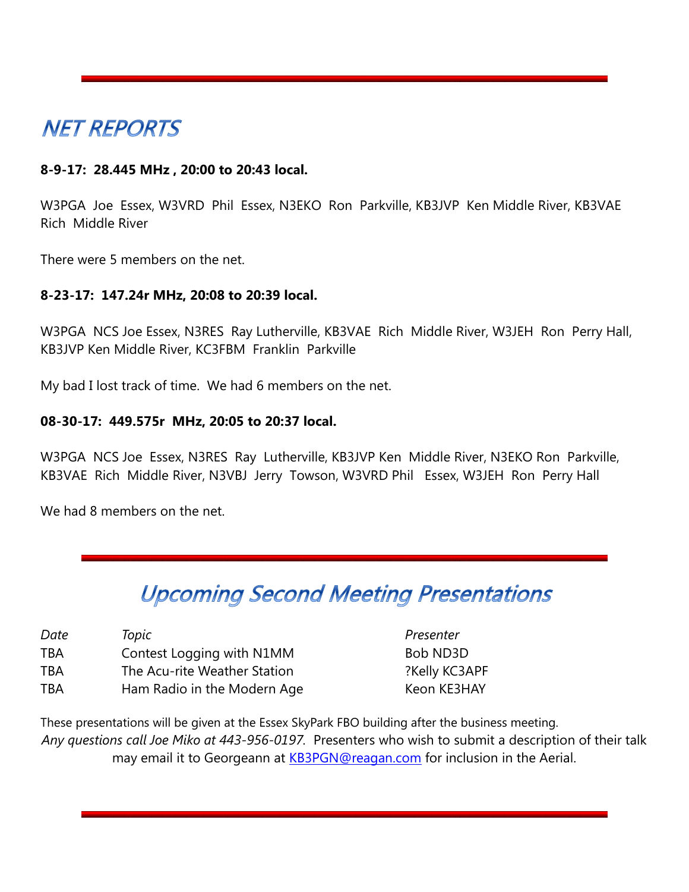## NET REPORTS

**8-9-17: 28.445 MHz , 20:00 to 20:43 local.**

W3PGA Joe Essex, W3VRD Phil Essex, N3EKO Ron Parkville, KB3JVP Ken Middle River, KB3VAE Rich Middle River

There were 5 members on the net.

**8-23-17: 147.24r MHz, 20:08 to 20:39 local.**

W3PGA NCS Joe Essex, N3RES Ray Lutherville, KB3VAE Rich Middle River, W3JEH Ron Perry Hall, KB3JVP Ken Middle River, KC3FBM Franklin Parkville

My bad I lost track of time. We had 6 members on the net.

**08-30-17: 449.575r MHz, 20:05 to 20:37 local.**

W3PGA NCS Joe Essex, N3RES Ray Lutherville, KB3JVP Ken Middle River, N3EKO Ron Parkville, KB3VAE Rich Middle River, N3VBJ Jerry Towson, W3VRD Phil Essex, W3JEH Ron Perry Hall

We had 8 members on the net.

## Upcoming Second Meeting Presentations

| *Date* | *Topic* | *Presenter* |
|---|---|---|
| TBA | Contest Logging with N1MM | Bob ND3D |
| TBA | The Acu-rite Weather Station | ?Kelly KC3APF |
| TBA | Ham Radio in the Modern Age | Keon KE3HAY |

These presentations will be given at the Essex SkyPark FBO building after the business meeting.
*Any questions call Joe Miko at 443-956-0197.* Presenters who wish to submit a description of their talk may email it to Georgeann at KB3PGN@reagan.com for inclusion in the Aerial.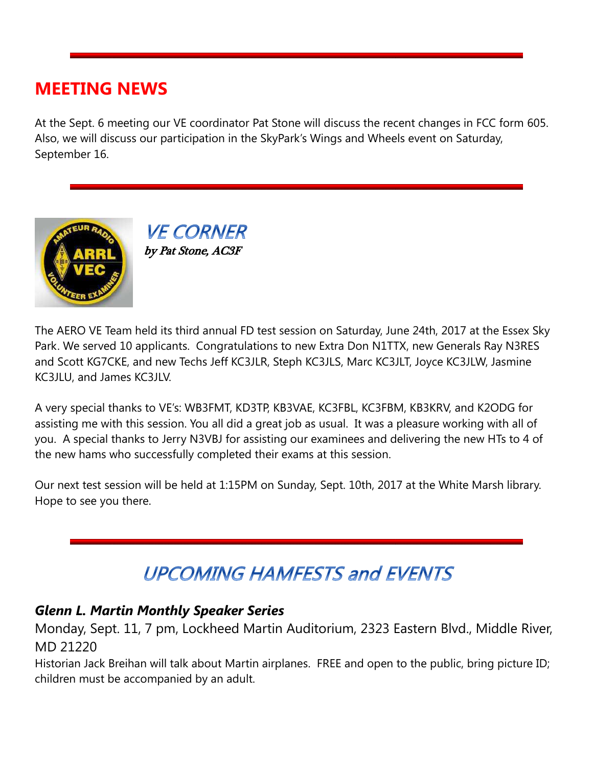## MEETING NEWS

At the Sept. 6 meeting our VE coordinator Pat Stone will discuss the recent changes in FCC form 605. Also, we will discuss our participation in the SkyPark's Wings and Wheels event on Saturday, September 16.

---

## *VE CORNER*

***by Pat Stone, AC3F***

The AERO VE Team held its third annual FD test session on Saturday, June 24th, 2017 at the Essex Sky Park. We served 10 applicants. Congratulations to new Extra Don N1TTX, new Generals Ray N3RES and Scott KG7CKE, and new Techs Jeff KC3JLR, Steph KC3JLS, Marc KC3JLT, Joyce KC3JLW, Jasmine KC3JLU, and James KC3JLV.

A very special thanks to VE's: WB3FMT, KD3TP, KB3VAE, KC3FBL, KC3FBM, KB3KRV, and K2ODG for assisting me with this session. You all did a great job as usual. It was a pleasure working with all of you. A special thanks to Jerry N3VBJ for assisting our examinees and delivering the new HTs to 4 of the new hams who successfully completed their exams at this session.

Our next test session will be held at 1:15PM on Sunday, Sept. 10th, 2017 at the White Marsh library. Hope to see you there.

---

## *UPCOMING HAMFESTS and EVENTS*

### *Glenn L. Martin Monthly Speaker Series*

Monday, Sept. 11, 7 pm, Lockheed Martin Auditorium, 2323 Eastern Blvd., Middle River, MD 21220

Historian Jack Breihan will talk about Martin airplanes. FREE and open to the public, bring picture ID; children must be accompanied by an adult.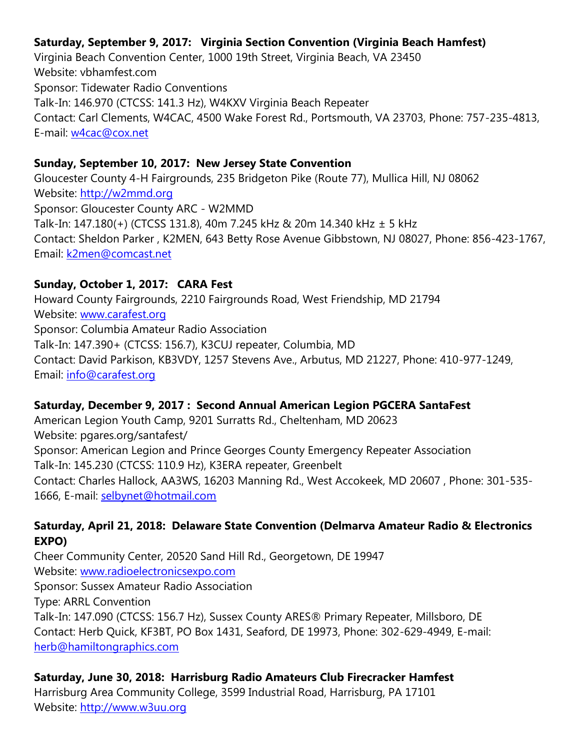**Saturday, September 9, 2017: Virginia Section Convention (Virginia Beach Hamfest)**
Virginia Beach Convention Center, 1000 19th Street, Virginia Beach, VA 23450
Website: vbhamfest.com
Sponsor: Tidewater Radio Conventions
Talk-In: 146.970 (CTCSS: 141.3 Hz), W4KXV Virginia Beach Repeater
Contact: Carl Clements, W4CAC, 4500 Wake Forest Rd., Portsmouth, VA 23703, Phone: 757-235-4813, E-mail: w4cac@cox.net

**Sunday, September 10, 2017: New Jersey State Convention**
Gloucester County 4-H Fairgrounds, 235 Bridgeton Pike (Route 77), Mullica Hill, NJ 08062
Website: http://w2mmd.org
Sponsor: Gloucester County ARC - W2MMD
Talk-In: 147.180(+) (CTCSS 131.8), 40m 7.245 kHz & 20m 14.340 kHz ± 5 kHz
Contact: Sheldon Parker , K2MEN, 643 Betty Rose Avenue Gibbstown, NJ 08027, Phone: 856-423-1767, Email: k2men@comcast.net

**Sunday, October 1, 2017: CARA Fest**
Howard County Fairgrounds, 2210 Fairgrounds Road, West Friendship, MD 21794
Website: www.carafest.org
Sponsor: Columbia Amateur Radio Association
Talk-In: 147.390+ (CTCSS: 156.7), K3CUJ repeater, Columbia, MD
Contact: David Parkison, KB3VDY, 1257 Stevens Ave., Arbutus, MD 21227, Phone: 410-977-1249, Email: info@carafest.org

**Saturday, December 9, 2017 : Second Annual American Legion PGCERA SantaFest**
American Legion Youth Camp, 9201 Surratts Rd., Cheltenham, MD 20623
Website: pgares.org/santafest/
Sponsor: American Legion and Prince Georges County Emergency Repeater Association
Talk-In: 145.230 (CTCSS: 110.9 Hz), K3ERA repeater, Greenbelt
Contact: Charles Hallock, AA3WS, 16203 Manning Rd., West Accokeek, MD 20607 , Phone: 301-535-1666, E-mail: selbynet@hotmail.com

**Saturday, April 21, 2018: Delaware State Convention (Delmarva Amateur Radio & Electronics EXPO)**
Cheer Community Center, 20520 Sand Hill Rd., Georgetown, DE 19947
Website: www.radioelectronicsexpo.com
Sponsor: Sussex Amateur Radio Association
Type: ARRL Convention
Talk-In: 147.090 (CTCSS: 156.7 Hz), Sussex County ARES® Primary Repeater, Millsboro, DE
Contact: Herb Quick, KF3BT, PO Box 1431, Seaford, DE 19973, Phone: 302-629-4949, E-mail: herb@hamiltongraphics.com

**Saturday, June 30, 2018: Harrisburg Radio Amateurs Club Firecracker Hamfest**
Harrisburg Area Community College, 3599 Industrial Road, Harrisburg, PA 17101
Website: http://www.w3uu.org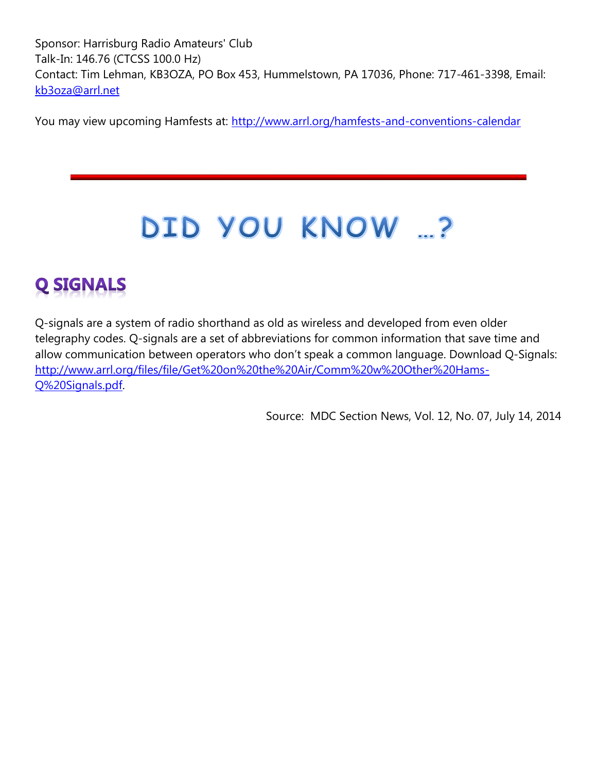Sponsor: Harrisburg Radio Amateurs' Club
Talk-In: 146.76 (CTCSS 100.0 Hz)
Contact: Tim Lehman, KB3OZA, PO Box 453, Hummelstown, PA 17036, Phone: 717-461-3398, Email: [kb3oza@arrl.net](mailto:kb3oza@arrl.net)

You may view upcoming Hamfests at: http://www.arrl.org/hamfests-and-conventions-calendar

---

# DID YOU KNOW …?

## Q SIGNALS

Q-signals are a system of radio shorthand as old as wireless and developed from even older telegraphy codes. Q-signals are a set of abbreviations for common information that save time and allow communication between operators who don't speak a common language. Download Q-Signals: http://www.arrl.org/files/file/Get%20on%20the%20Air/Comm%20w%20Other%20Hams-Q%20Signals.pdf.

Source: MDC Section News, Vol. 12, No. 07, July 14, 2014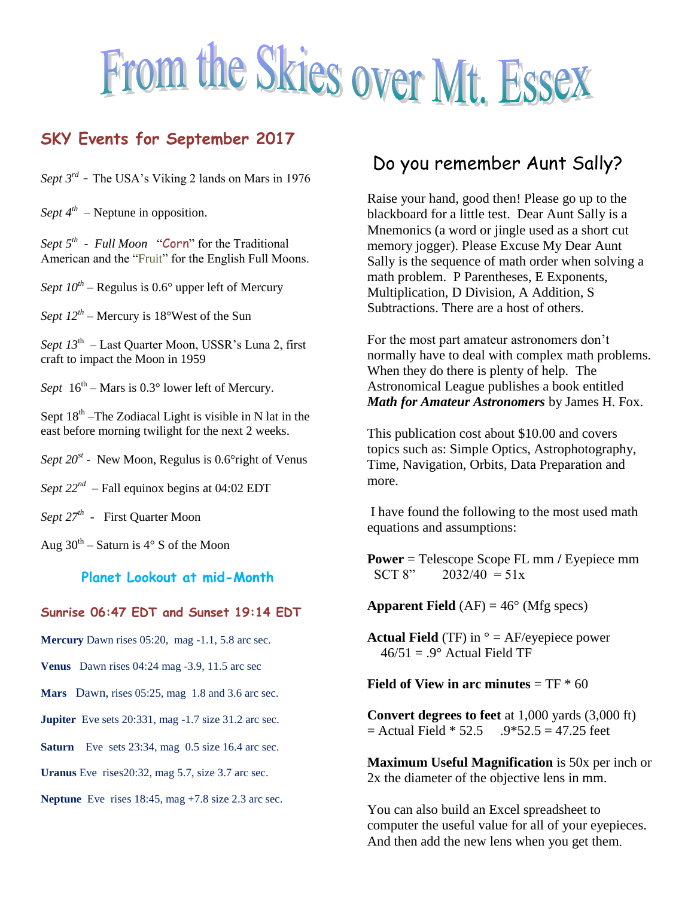# From the Skies over Mt. Essex

## SKY Events for September 2017

*Sept 3rd* - The USA's Viking 2 lands on Mars in 1976

*Sept 4th* – Neptune in opposition.

*Sept 5th* - *Full Moon* "Corn" for the Traditional American and the "Fruit" for the English Full Moons.

*Sept 10th* – Regulus is 0.6° upper left of Mercury

*Sept 12th* – Mercury is 18°West of the Sun

*Sept 13th* – Last Quarter Moon, USSR's Luna 2, first craft to impact the Moon in 1959

*Sept* 16th – Mars is 0.3° lower left of Mercury.

Sept 18th –The Zodiacal Light is visible in N lat in the east before morning twilight for the next 2 weeks.

*Sept 20st* - New Moon, Regulus is 0.6°right of Venus

*Sept 22nd* – Fall equinox begins at 04:02 EDT

*Sept 27th* - First Quarter Moon

Aug 30th – Saturn is 4° S of the Moon

### Planet Lookout at mid-Month

### Sunrise 06:47 EDT and Sunset 19:14 EDT

**Mercury** Dawn rises 05:20, mag -1.1, 5.8 arc sec.

**Venus** Dawn rises 04:24 mag -3.9, 11.5 arc sec

**Mars** Dawn, rises 05:25, mag 1.8 and 3.6 arc sec.

**Jupiter** Eve sets 20:331, mag -1.7 size 31.2 arc sec.

**Saturn** Eve sets 23:34, mag 0.5 size 16.4 arc sec.

**Uranus** Eve rises20:32, mag 5.7, size 3.7 arc sec.

**Neptune** Eve rises 18:45, mag +7.8 size 2.3 arc sec.

## Do you remember Aunt Sally?

Raise your hand, good then! Please go up to the blackboard for a little test. Dear Aunt Sally is a Mnemonics (a word or jingle used as a short cut memory jogger). Please Excuse My Dear Aunt Sally is the sequence of math order when solving a math problem. P Parentheses, E Exponents, Multiplication, D Division, A Addition, S Subtractions. There are a host of others.

For the most part amateur astronomers don't normally have to deal with complex math problems. When they do there is plenty of help. The Astronomical League publishes a book entitled ***Math for Amateur Astronomers*** by James H. Fox.

This publication cost about $10.00 and covers topics such as: Simple Optics, Astrophotography, Time, Navigation, Orbits, Data Preparation and more.

I have found the following to the most used math equations and assumptions:

**Power** = Telescope Scope FL mm / Eyepiece mm
SCT 8" 2032/40 = 51x

**Apparent Field** (AF) = 46° (Mfg specs)

**Actual Field** (TF) in ° = AF/eyepiece power
46/51 = .9° Actual Field TF

**Field of View in arc minutes** = TF * 60

**Convert degrees to feet** at 1,000 yards (3,000 ft) = Actual Field * 52.5 .9*52.5 = 47.25 feet

**Maximum Useful Magnification** is 50x per inch or 2x the diameter of the objective lens in mm.

You can also build an Excel spreadsheet to computer the useful value for all of your eyepieces. And then add the new lens when you get them.